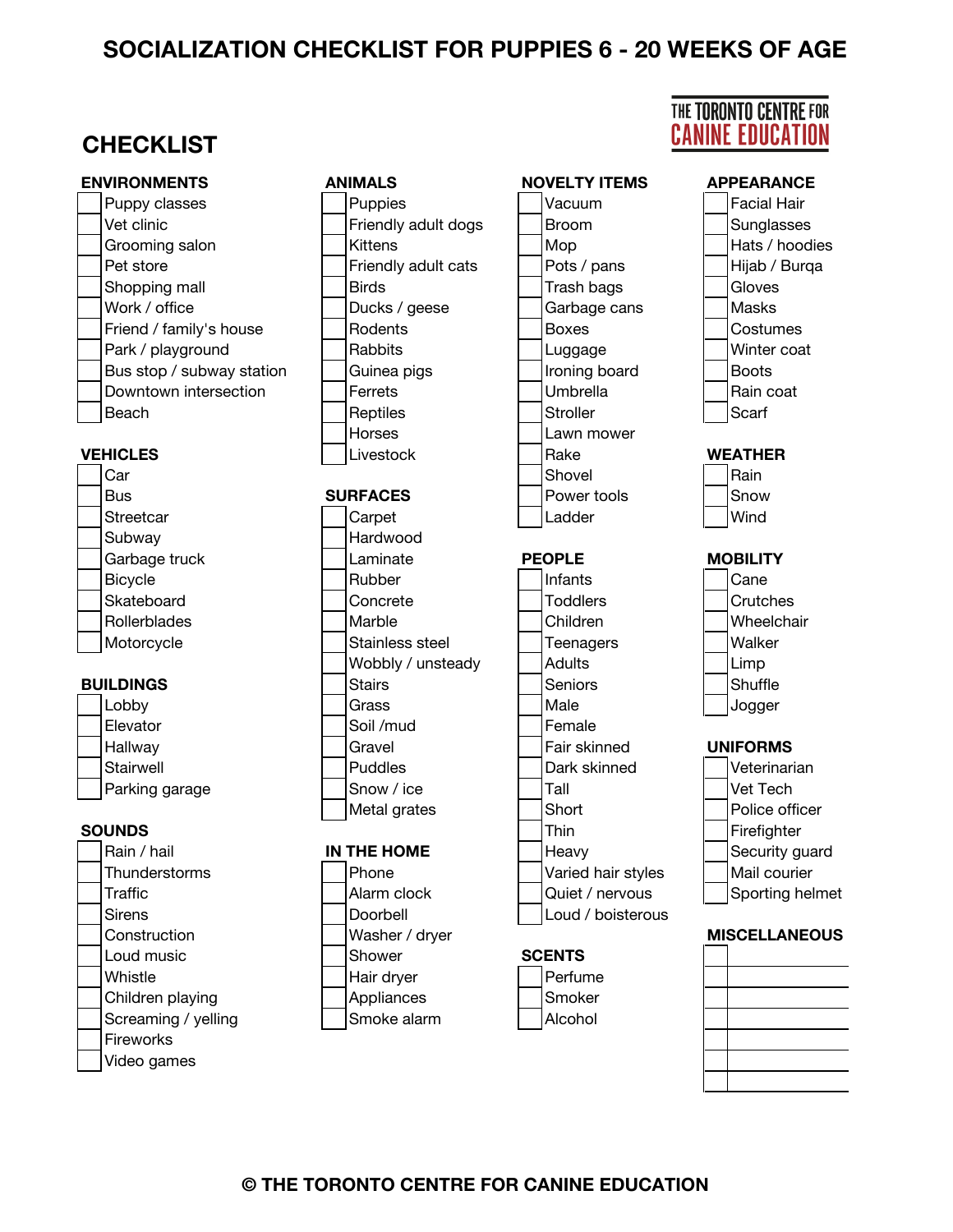# SOCIALIZATION CHECKLIST FOR PUPPIES 6 - 20 WEEKS OF AGE

THE TORONTO CENTRE FOR CANINE EDUCATION

## CHECKLIST

### ENVIRONMENTS

- [ ] Puppy classes
- [ ] Vet clinic
- [ ] Grooming salon
- [ ] Pet store
- [ ] Shopping mall
- [ ] Work / office
- [ ] Friend / family's house
- [ ] Park / playground
- [ ] Bus stop / subway station
- [ ] Downtown intersection
- [ ] Beach

### VEHICLES

- [ ] Car
- [ ] Bus
- [ ] Streetcar
- [ ] Subway
- [ ] Garbage truck
- [ ] Bicycle
- [ ] Skateboard
- [ ] Rollerblades
- [ ] Motorcycle

### BUILDINGS

- [ ] Lobby
- [ ] Elevator
- [ ] Hallway
- [ ] Stairwell
- [ ] Parking garage

### SOUNDS

- [ ] Rain / hail
- [ ] Thunderstorms
- [ ] Traffic
- [ ] Sirens
- [ ] Construction
- [ ] Loud music
- [ ] Whistle
- [ ] Children playing
- [ ] Screaming / yelling
- [ ] Fireworks
- [ ] Video games

### ANIMALS

- [ ] Puppies
- [ ] Friendly adult dogs
- [ ] Kittens
- [ ] Friendly adult cats
- [ ] Birds
- [ ] Ducks / geese
- [ ] Rodents
- [ ] Rabbits
- [ ] Guinea pigs
- [ ] Ferrets
- [ ] Reptiles
- [ ] Horses
- [ ] Livestock

### SURFACES

- [ ] Carpet
- [ ] Hardwood
- [ ] Laminate
- [ ] Rubber
- [ ] Concrete
- [ ] Marble
- [ ] Stainless steel
- [ ] Wobbly / unsteady
- [ ] Stairs
- [ ] Grass
- [ ] Soil /mud
- [ ] Gravel
- [ ] Puddles
- [ ] Snow / ice
- [ ] Metal grates

### IN THE HOME

- [ ] Phone
- [ ] Alarm clock
- [ ] Doorbell
- [ ] Washer / dryer
- [ ] Shower
- [ ] Hair dryer
- [ ] Appliances
- [ ] Smoke alarm

### NOVELTY ITEMS

- [ ] Vacuum
- [ ] Broom
- [ ] Mop
- [ ] Pots / pans
- [ ] Trash bags
- [ ] Garbage cans
- [ ] Boxes
- [ ] Luggage
- [ ] Ironing board
- [ ] Umbrella
- [ ] Stroller
- [ ] Lawn mower
- [ ] Rake
- [ ] Shovel
- [ ] Power tools
- [ ] Ladder

### PEOPLE

- [ ] Infants
- [ ] Toddlers
- [ ] Children
- [ ] Teenagers
- [ ] Adults
- [ ] Seniors
- [ ] Male
- [ ] Female
- [ ] Fair skinned
- [ ] Dark skinned
- [ ] Tall
- [ ] Short
- [ ] Thin
- [ ] Heavy
- [ ] Varied hair styles
- [ ] Quiet / nervous
- [ ] Loud / boisterous

### SCENTS

- [ ] Perfume
- [ ] Smoker
- [ ] Alcohol

### APPEARANCE

- [ ] Facial Hair
- [ ] Sunglasses
- [ ] Hats / hoodies
- [ ] Hijab / Burqa
- [ ] Gloves
- [ ] Masks
- [ ] Costumes
- [ ] Winter coat
- [ ] Boots
- [ ] Rain coat
- [ ] Scarf

### WEATHER

- [ ] Rain
- [ ] Snow
- [ ] Wind

### MOBILITY

- [ ] Cane
- [ ] Crutches
- [ ] Wheelchair
- [ ] Walker
- [ ] Limp
- [ ] Shuffle
- [ ] Jogger

### UNIFORMS

- [ ] Veterinarian
- [ ] Vet Tech
- [ ] Police officer
- [ ] Firefighter
- [ ] Security guard
- [ ] Mail courier
- [ ] Sporting helmet

### MISCELLANEOUS

- [ ] ____________
- [ ] ____________
- [ ] ____________
- [ ] ____________
- [ ] ____________
- [ ] ____________
- [ ] ____________

© THE TORONTO CENTRE FOR CANINE EDUCATION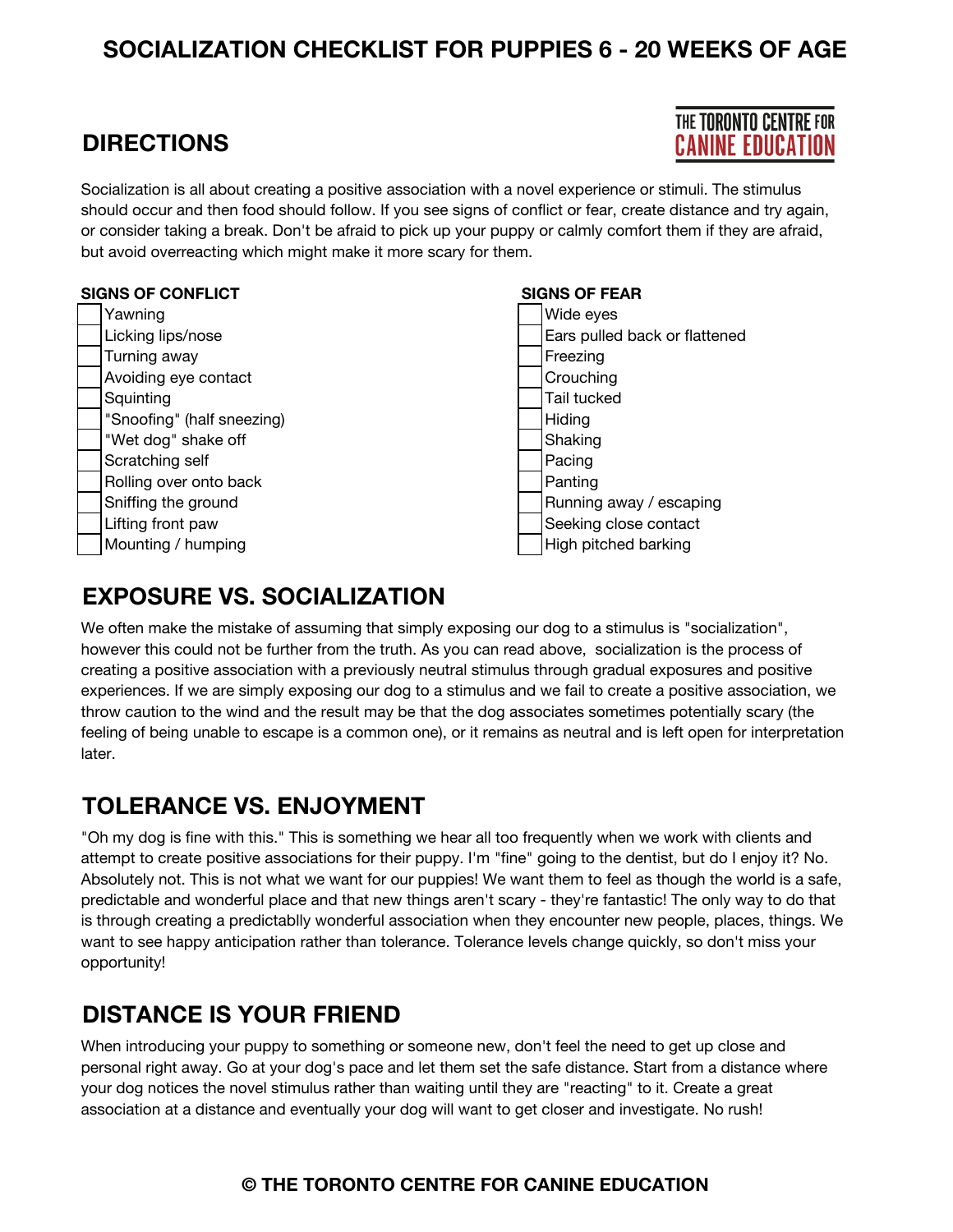# SOCIALIZATION CHECKLIST FOR PUPPIES 6 - 20 WEEKS OF AGE

THE TORONTO CENTRE FOR CANINE EDUCATION

## DIRECTIONS

Socialization is all about creating a positive association with a novel experience or stimuli. The stimulus should occur and then food should follow. If you see signs of conflict or fear, create distance and try again, or consider taking a break. Don't be afraid to pick up your puppy or calmly comfort them if they are afraid, but avoid overreacting which might make it more scary for them.

**SIGNS OF CONFLICT**

- [ ] Yawning
- [ ] Licking lips/nose
- [ ] Turning away
- [ ] Avoiding eye contact
- [ ] Squinting
- [ ] "Snoofing" (half sneezing)
- [ ] "Wet dog" shake off
- [ ] Scratching self
- [ ] Rolling over onto back
- [ ] Sniffing the ground
- [ ] Lifting front paw
- [ ] Mounting / humping

**SIGNS OF FEAR**

- [ ] Wide eyes
- [ ] Ears pulled back or flattened
- [ ] Freezing
- [ ] Crouching
- [ ] Tail tucked
- [ ] Hiding
- [ ] Shaking
- [ ] Pacing
- [ ] Panting
- [ ] Running away / escaping
- [ ] Seeking close contact
- [ ] High pitched barking

## EXPOSURE VS. SOCIALIZATION

We often make the mistake of assuming that simply exposing our dog to a stimulus is "socialization", however this could not be further from the truth. As you can read above, socialization is the process of creating a positive association with a previously neutral stimulus through gradual exposures and positive experiences. If we are simply exposing our dog to a stimulus and we fail to create a positive association, we throw caution to the wind and the result may be that the dog associates sometimes potentially scary (the feeling of being unable to escape is a common one), or it remains as neutral and is left open for interpretation later.

## TOLERANCE VS. ENJOYMENT

"Oh my dog is fine with this." This is something we hear all too frequently when we work with clients and attempt to create positive associations for their puppy. I'm "fine" going to the dentist, but do I enjoy it? No. Absolutely not. This is not what we want for our puppies! We want them to feel as though the world is a safe, predictable and wonderful place and that new things aren't scary - they're fantastic! The only way to do that is through creating a predictablly wonderful association when they encounter new people, places, things. We want to see happy anticipation rather than tolerance. Tolerance levels change quickly, so don't miss your opportunity!

## DISTANCE IS YOUR FRIEND

When introducing your puppy to something or someone new, don't feel the need to get up close and personal right away. Go at your dog's pace and let them set the safe distance. Start from a distance where your dog notices the novel stimulus rather than waiting until they are "reacting" to it. Create a great association at a distance and eventually your dog will want to get closer and investigate. No rush!

**© THE TORONTO CENTRE FOR CANINE EDUCATION**